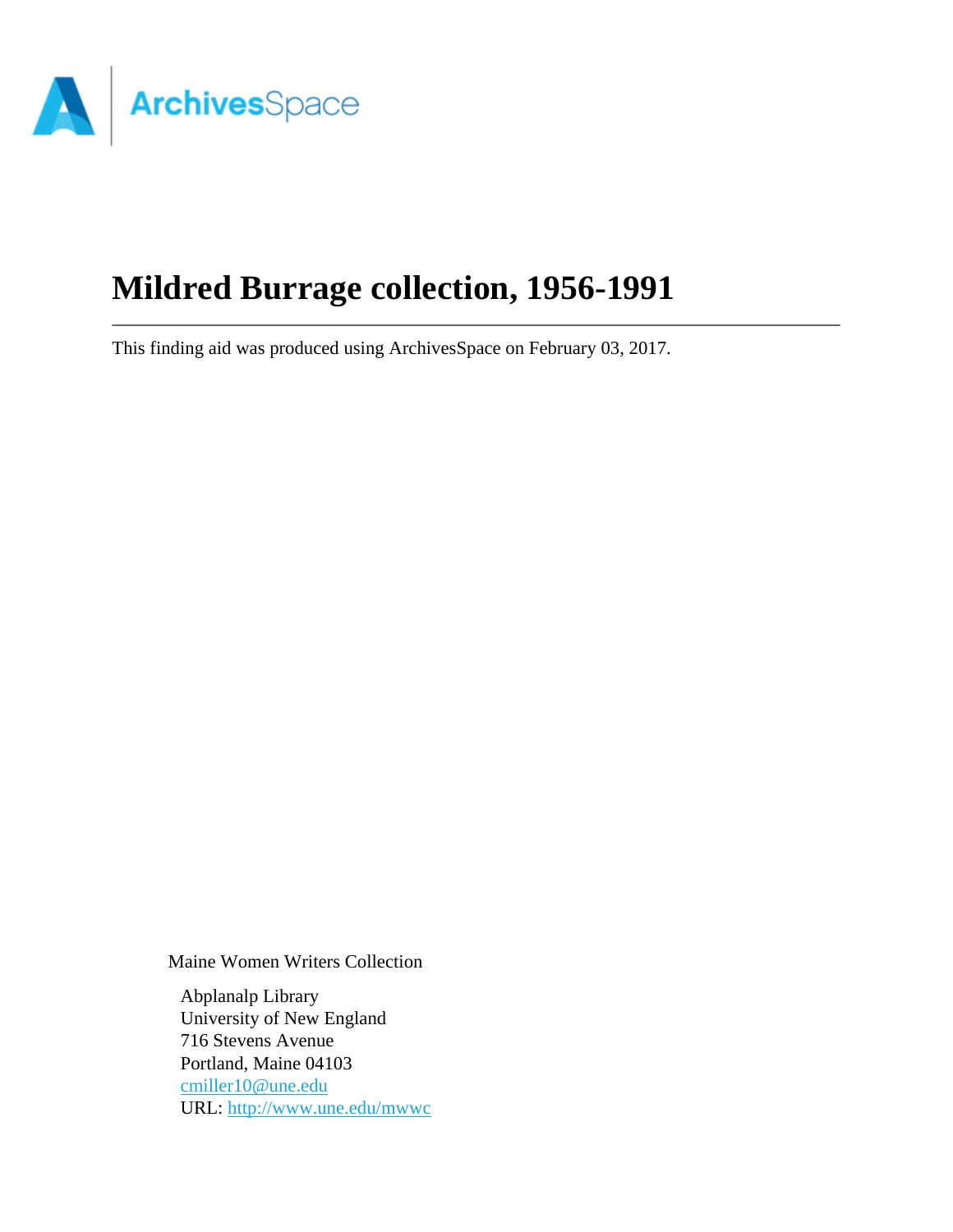# Mildred Burrage collection, 1956-1991

This finding aid was produced using ArchivesSpace on February 03, 2017.

Maine Women Writers Collection

Abplanalp Library
University of New England
716 Stevens Avenue
Portland, Maine 04103
cmiller10@une.edu
URL: http://www.une.edu/mwwc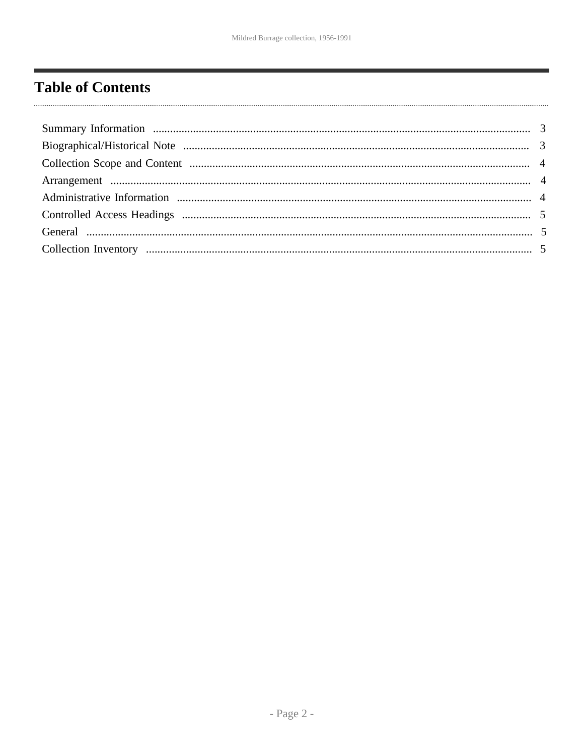# Table of Contents

Summary Information .......... 3
Biographical/Historical Note .......... 3
Collection Scope and Content .......... 4
Arrangement .......... 4
Administrative Information .......... 4
Controlled Access Headings .......... 5
General .......... 5
Collection Inventory .......... 5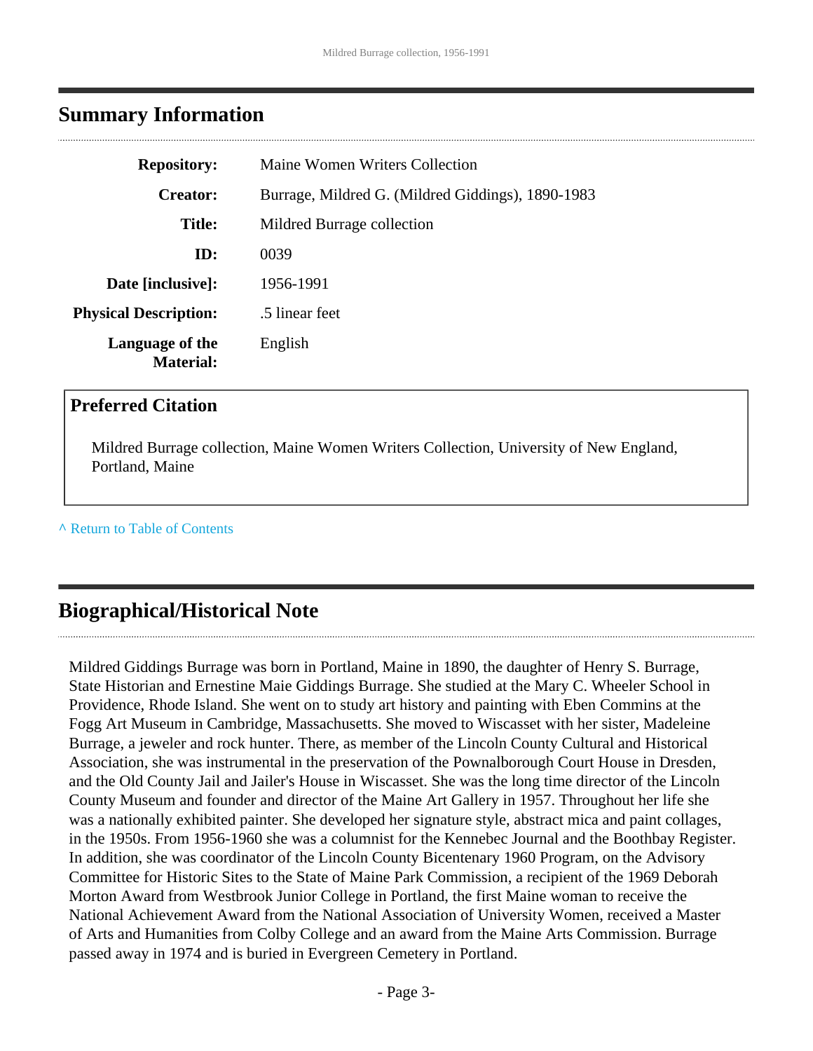## Summary Information

| | |
|---|---|
| **Repository:** | Maine Women Writers Collection |
| **Creator:** | Burrage, Mildred G. (Mildred Giddings), 1890-1983 |
| **Title:** | Mildred Burrage collection |
| **ID:** | 0039 |
| **Date [inclusive]:** | 1956-1991 |
| **Physical Description:** | .5 linear feet |
| **Language of the Material:** | English |

### Preferred Citation

Mildred Burrage collection, Maine Women Writers Collection, University of New England, Portland, Maine

^ Return to Table of Contents

## Biographical/Historical Note

Mildred Giddings Burrage was born in Portland, Maine in 1890, the daughter of Henry S. Burrage, State Historian and Ernestine Maie Giddings Burrage. She studied at the Mary C. Wheeler School in Providence, Rhode Island. She went on to study art history and painting with Eben Commins at the Fogg Art Museum in Cambridge, Massachusetts. She moved to Wiscasset with her sister, Madeleine Burrage, a jeweler and rock hunter. There, as member of the Lincoln County Cultural and Historical Association, she was instrumental in the preservation of the Pownalborough Court House in Dresden, and the Old County Jail and Jailer's House in Wiscasset. She was the long time director of the Lincoln County Museum and founder and director of the Maine Art Gallery in 1957. Throughout her life she was a nationally exhibited painter. She developed her signature style, abstract mica and paint collages, in the 1950s. From 1956-1960 she was a columnist for the Kennebec Journal and the Boothbay Register. In addition, she was coordinator of the Lincoln County Bicentenary 1960 Program, on the Advisory Committee for Historic Sites to the State of Maine Park Commission, a recipient of the 1969 Deborah Morton Award from Westbrook Junior College in Portland, the first Maine woman to receive the National Achievement Award from the National Association of University Women, received a Master of Arts and Humanities from Colby College and an award from the Maine Arts Commission. Burrage passed away in 1974 and is buried in Evergreen Cemetery in Portland.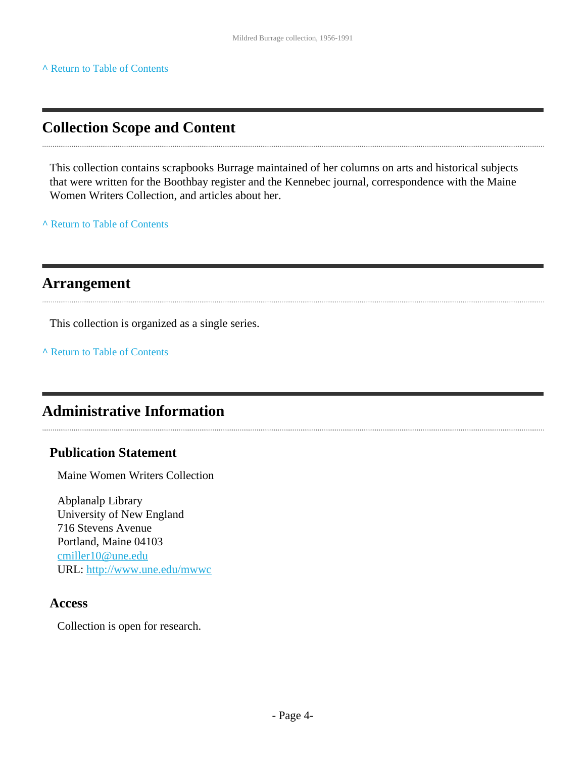^ Return to Table of Contents

## Collection Scope and Content

This collection contains scrapbooks Burrage maintained of her columns on arts and historical subjects that were written for the Boothbay register and the Kennebec journal, correspondence with the Maine Women Writers Collection, and articles about her.

^ Return to Table of Contents

## Arrangement

This collection is organized as a single series.

^ Return to Table of Contents

## Administrative Information

### Publication Statement

Maine Women Writers Collection

Abplanalp Library
University of New England
716 Stevens Avenue
Portland, Maine 04103
cmiller10@une.edu
URL: http://www.une.edu/mwwc

### Access

Collection is open for research.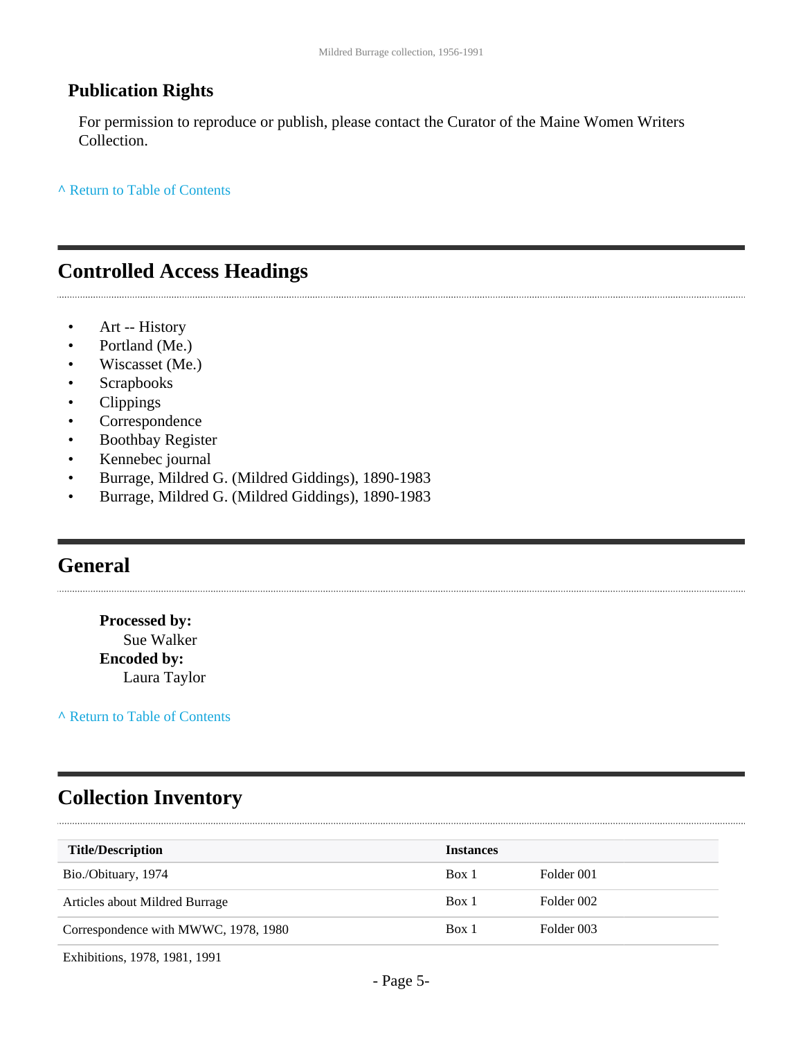## Publication Rights

For permission to reproduce or publish, please contact the Curator of the Maine Women Writers Collection.

^ Return to Table of Contents

## Controlled Access Headings

- Art -- History
- Portland (Me.)
- Wiscasset (Me.)
- Scrapbooks
- Clippings
- Correspondence
- Boothbay Register
- Kennebec journal
- Burrage, Mildred G. (Mildred Giddings), 1890-1983
- Burrage, Mildred G. (Mildred Giddings), 1890-1983

## General

**Processed by:**
Sue Walker
**Encoded by:**
Laura Taylor

^ Return to Table of Contents

## Collection Inventory

| Title/Description | Instances | |
|---|---|---|
| Bio./Obituary, 1974 | Box 1 | Folder 001 |
| Articles about Mildred Burrage | Box 1 | Folder 002 |
| Correspondence with MWWC, 1978, 1980 | Box 1 | Folder 003 |
| Exhibitions, 1978, 1981, 1991 | | |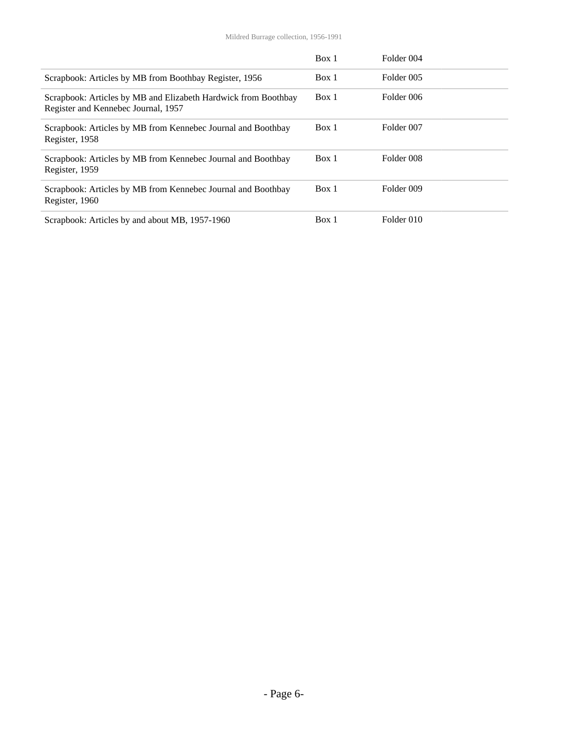| | | |
|---|---|---|
| | Box 1 | Folder 004 |
| Scrapbook: Articles by MB from Boothbay Register, 1956 | Box 1 | Folder 005 |
| Scrapbook: Articles by MB and Elizabeth Hardwick from Boothbay Register and Kennebec Journal, 1957 | Box 1 | Folder 006 |
| Scrapbook: Articles by MB from Kennebec Journal and Boothbay Register, 1958 | Box 1 | Folder 007 |
| Scrapbook: Articles by MB from Kennebec Journal and Boothbay Register, 1959 | Box 1 | Folder 008 |
| Scrapbook: Articles by MB from Kennebec Journal and Boothbay Register, 1960 | Box 1 | Folder 009 |
| Scrapbook: Articles by and about MB, 1957-1960 | Box 1 | Folder 010 |